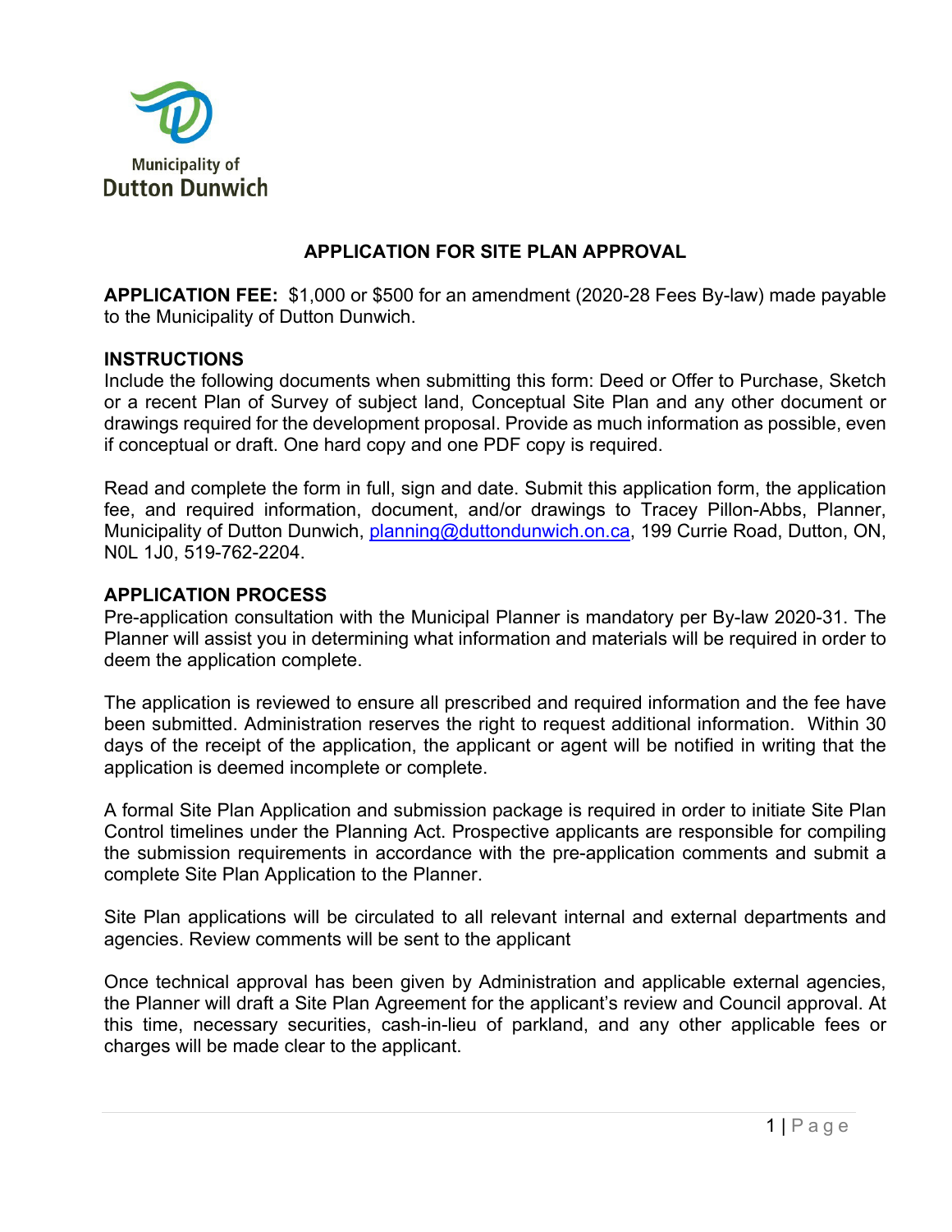Municipality of
Dutton Dunwich

# APPLICATION FOR SITE PLAN APPROVAL

**APPLICATION FEE:** $1,000 or $500 for an amendment (2020-28 Fees By-law) made payable to the Municipality of Dutton Dunwich.

## INSTRUCTIONS

Include the following documents when submitting this form: Deed or Offer to Purchase, Sketch or a recent Plan of Survey of subject land, Conceptual Site Plan and any other document or drawings required for the development proposal. Provide as much information as possible, even if conceptual or draft. One hard copy and one PDF copy is required.

Read and complete the form in full, sign and date. Submit this application form, the application fee, and required information, document, and/or drawings to Tracey Pillon-Abbs, Planner, Municipality of Dutton Dunwich, planning@duttondunwich.on.ca, 199 Currie Road, Dutton, ON, N0L 1J0, 519-762-2204.

## APPLICATION PROCESS

Pre-application consultation with the Municipal Planner is mandatory per By-law 2020-31. The Planner will assist you in determining what information and materials will be required in order to deem the application complete.

The application is reviewed to ensure all prescribed and required information and the fee have been submitted. Administration reserves the right to request additional information. Within 30 days of the receipt of the application, the applicant or agent will be notified in writing that the application is deemed incomplete or complete.

A formal Site Plan Application and submission package is required in order to initiate Site Plan Control timelines under the Planning Act. Prospective applicants are responsible for compiling the submission requirements in accordance with the pre-application comments and submit a complete Site Plan Application to the Planner.

Site Plan applications will be circulated to all relevant internal and external departments and agencies. Review comments will be sent to the applicant

Once technical approval has been given by Administration and applicable external agencies, the Planner will draft a Site Plan Agreement for the applicant's review and Council approval. At this time, necessary securities, cash-in-lieu of parkland, and any other applicable fees or charges will be made clear to the applicant.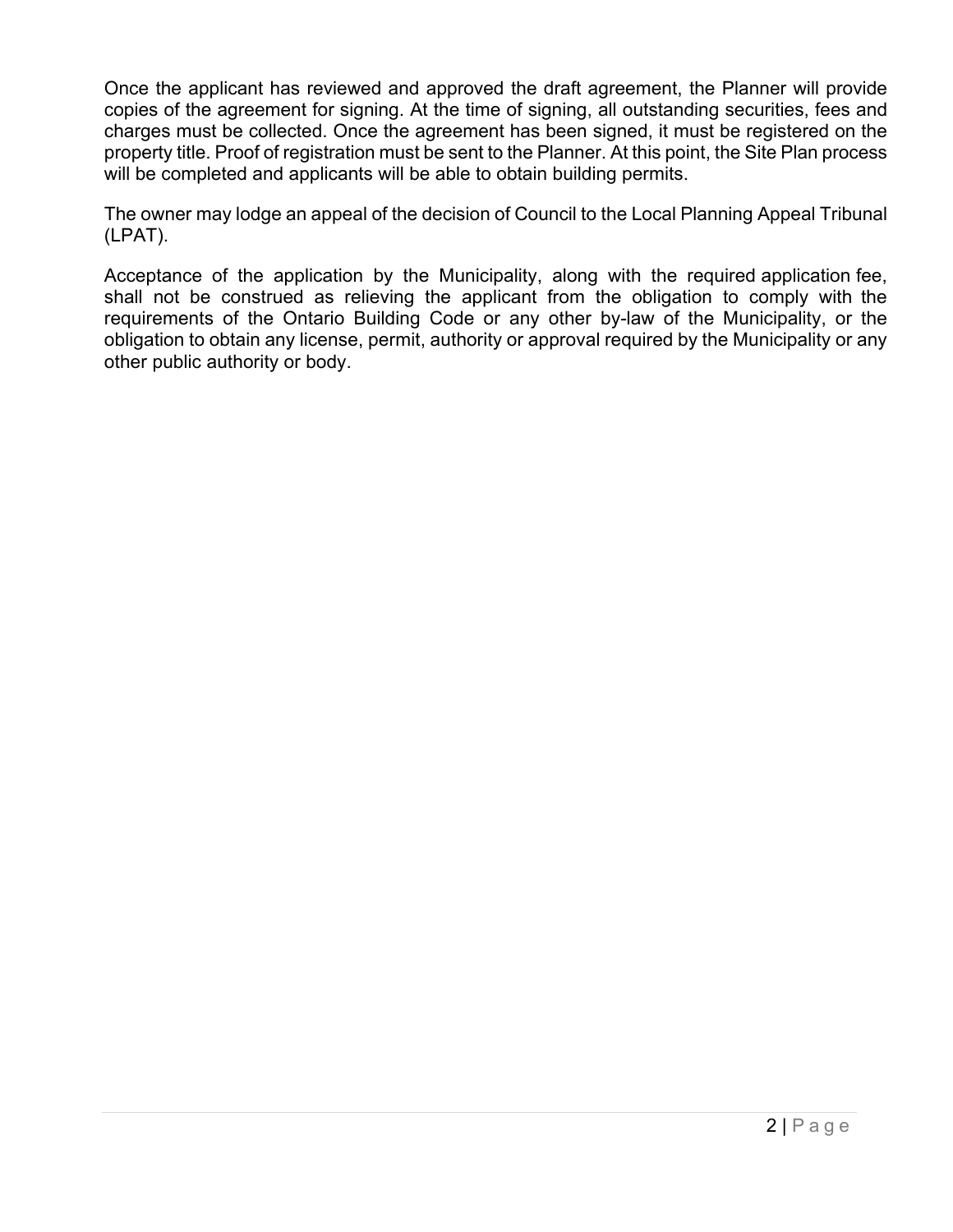Once the applicant has reviewed and approved the draft agreement, the Planner will provide copies of the agreement for signing. At the time of signing, all outstanding securities, fees and charges must be collected. Once the agreement has been signed, it must be registered on the property title. Proof of registration must be sent to the Planner. At this point, the Site Plan process will be completed and applicants will be able to obtain building permits.

The owner may lodge an appeal of the decision of Council to the Local Planning Appeal Tribunal (LPAT).

Acceptance of the application by the Municipality, along with the required application fee, shall not be construed as relieving the applicant from the obligation to comply with the requirements of the Ontario Building Code or any other by-law of the Municipality, or the obligation to obtain any license, permit, authority or approval required by the Municipality or any other public authority or body.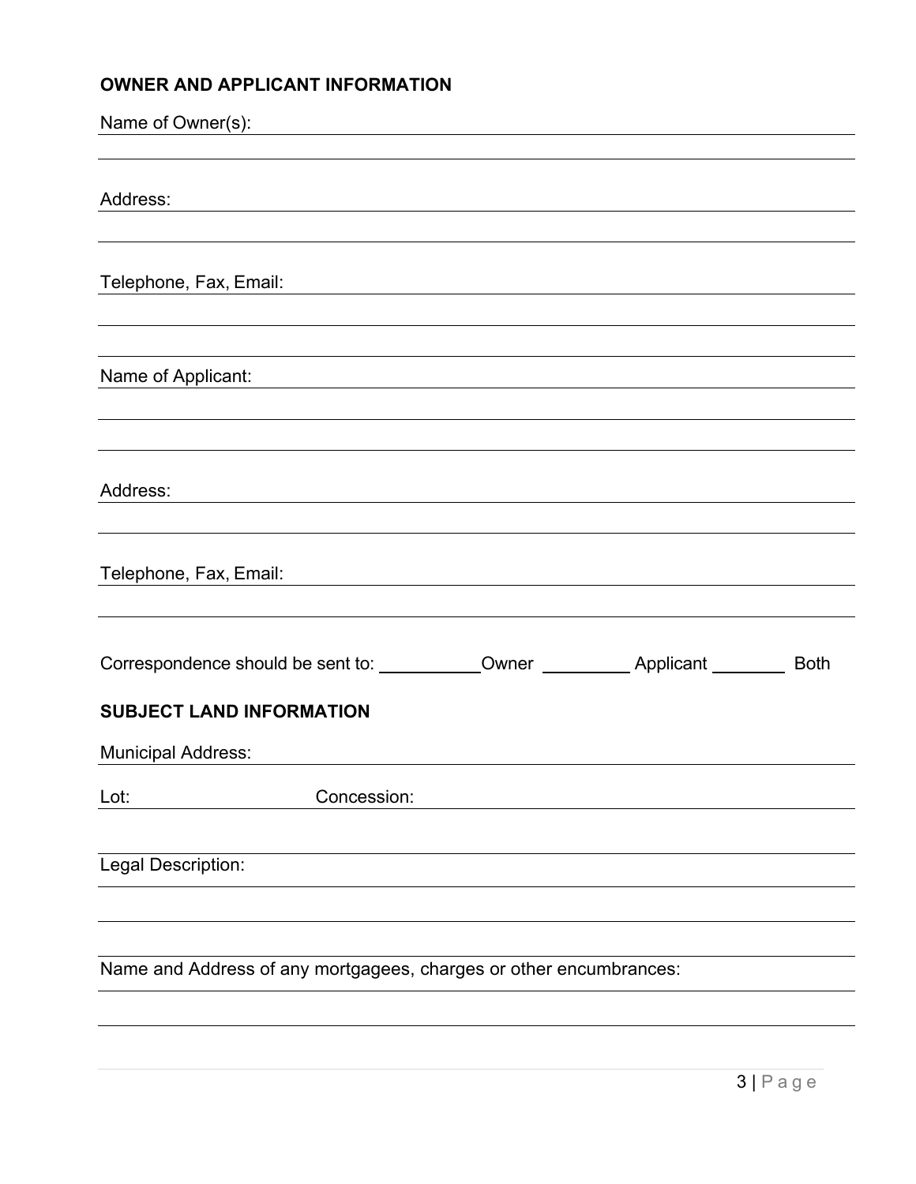**OWNER AND APPLICANT INFORMATION**

Name of Owner(s): ______________________________________________

______________________________________________

Address: ______________________________________________

______________________________________________

Telephone, Fax, Email: ______________________________________________

______________________________________________

______________________________________________

Name of Applicant: ______________________________________________

______________________________________________

______________________________________________

Address: ______________________________________________

______________________________________________

Telephone, Fax, Email: ______________________________________________

______________________________________________

Correspondence should be sent to: __________ Owner __________ Applicant __________ Both

**SUBJECT LAND INFORMATION**

Municipal Address: ______________________________________________

Lot: ______________ Concession: ______________________________

______________________________________________

Legal Description: ______________________________________________

______________________________________________

______________________________________________

Name and Address of any mortgagees, charges or other encumbrances:

______________________________________________

______________________________________________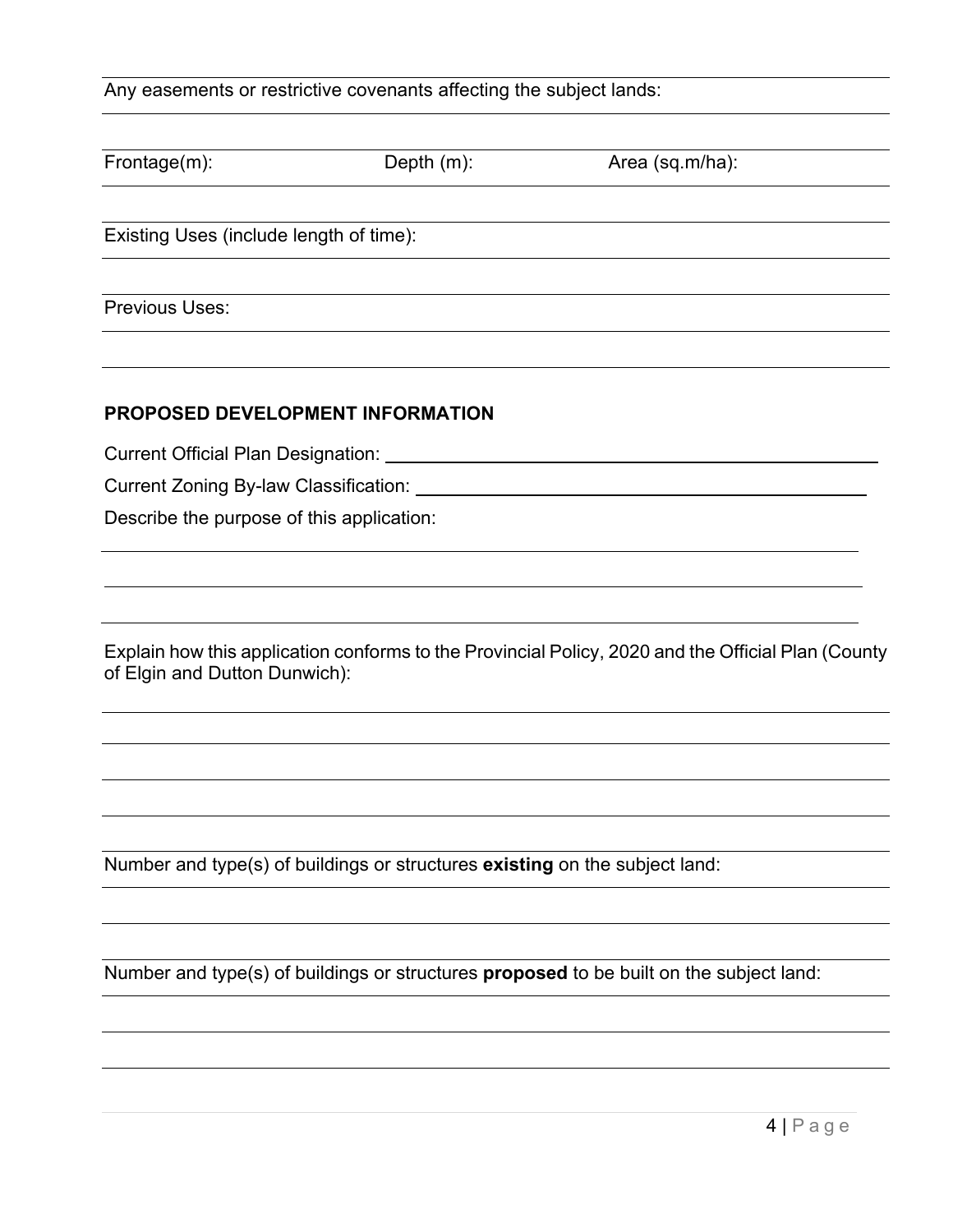Any easements or restrictive covenants affecting the subject lands:

Frontage(m): Depth (m): Area (sq.m/ha):

Existing Uses (include length of time):

Previous Uses:

**PROPOSED DEVELOPMENT INFORMATION**

Current Official Plan Designation: ______________________________

Current Zoning By-law Classification: ______________________________

Describe the purpose of this application:

Explain how this application conforms to the Provincial Policy, 2020 and the Official Plan (County of Elgin and Dutton Dunwich):

Number and type(s) of buildings or structures **existing** on the subject land:

Number and type(s) of buildings or structures **proposed** to be built on the subject land: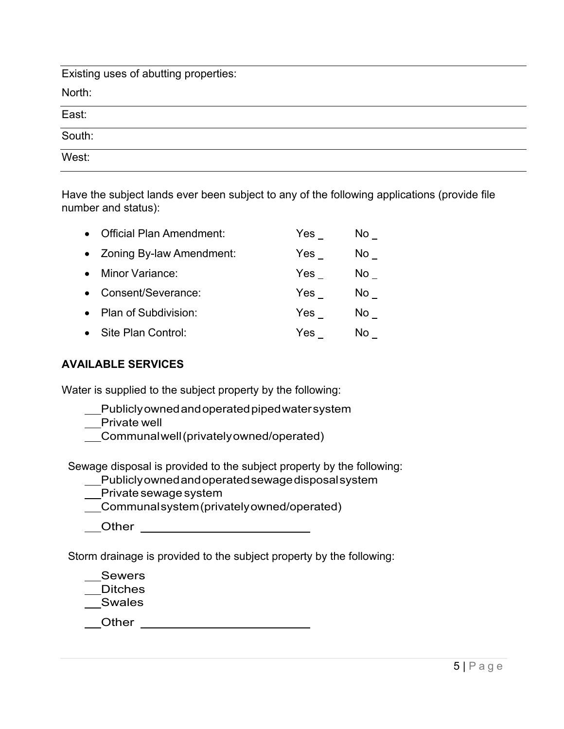Existing uses of abutting properties:

North:

East:

South:

West:

Have the subject lands ever been subject to any of the following applications (provide file number and status):

- Official Plan Amendment: Yes _ No _
- Zoning By-law Amendment: Yes _ No _
- Minor Variance: Yes _ No _
- Consent/Severance: Yes _ No _
- Plan of Subdivision: Yes _ No _
- Site Plan Control: Yes _ No _

## AVAILABLE SERVICES

Water is supplied to the subject property by the following:

__ Publicly owned and operated piped water system
__ Private well
__ Communal well (privately owned/operated)

Sewage disposal is provided to the subject property by the following:

__ Publicly owned and operated sewage disposal system
__ Private sewage system
__ Communal system (privately owned/operated)
__ Other ____________________

Storm drainage is provided to the subject property by the following:

__ Sewers
__ Ditches
__ Swales
__ Other ____________________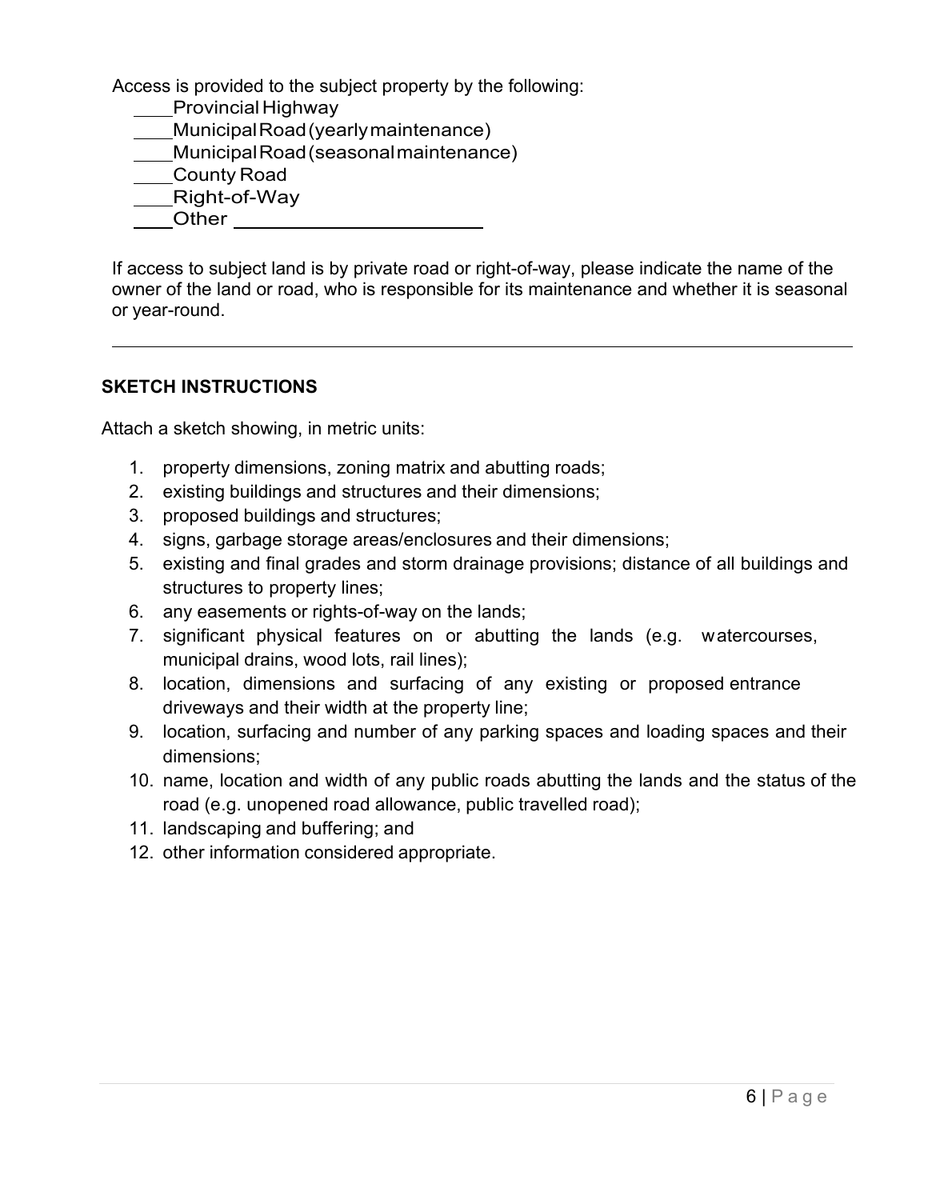Access is provided to the subject property by the following:

____Provincial Highway
____Municipal Road (yearly maintenance)
____Municipal Road (seasonal maintenance)
____County Road
____Right-of-Way
____Other ______________________

If access to subject land is by private road or right-of-way, please indicate the name of the owner of the land or road, who is responsible for its maintenance and whether it is seasonal or year-round.

_______________________________________________________________________________

## SKETCH INSTRUCTIONS

Attach a sketch showing, in metric units:

1. property dimensions, zoning matrix and abutting roads;
2. existing buildings and structures and their dimensions;
3. proposed buildings and structures;
4. signs, garbage storage areas/enclosures and their dimensions;
5. existing and final grades and storm drainage provisions; distance of all buildings and structures to property lines;
6. any easements or rights-of-way on the lands;
7. significant physical features on or abutting the lands (e.g. watercourses, municipal drains, wood lots, rail lines);
8. location, dimensions and surfacing of any existing or proposed entrance driveways and their width at the property line;
9. location, surfacing and number of any parking spaces and loading spaces and their dimensions;
10. name, location and width of any public roads abutting the lands and the status of the road (e.g. unopened road allowance, public travelled road);
11. landscaping and buffering; and
12. other information considered appropriate.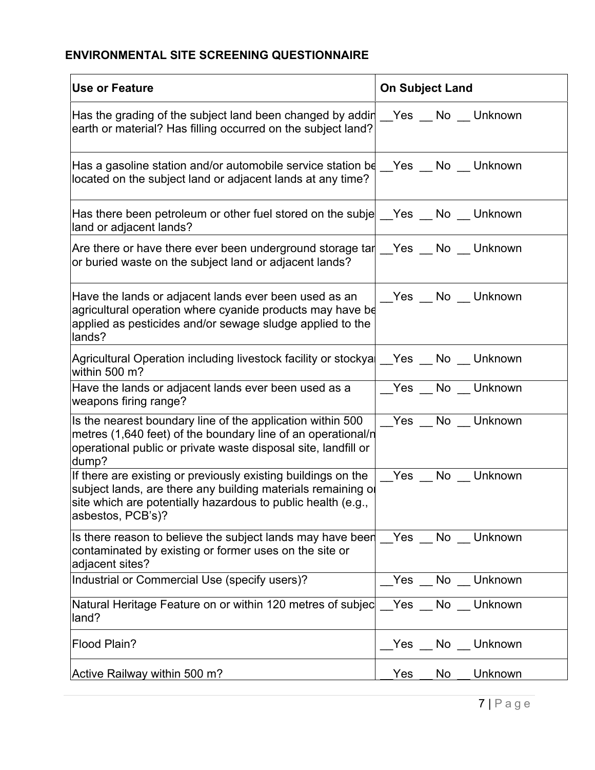**ENVIRONMENTAL SITE SCREENING QUESTIONNAIRE**

| Use or Feature | On Subject Land |
|---|---|
| Has the grading of the subject land been changed by addin earth or material? Has filling occurred on the subject land? | __Yes __ No __ Unknown |
| Has a gasoline station and/or automobile service station be located on the subject land or adjacent lands at any time? | __Yes __ No __ Unknown |
| Has there been petroleum or other fuel stored on the subje land or adjacent lands? | __Yes __ No __ Unknown |
| Are there or have there ever been underground storage tar or buried waste on the subject land or adjacent lands? | __Yes __ No __ Unknown |
| Have the lands or adjacent lands ever been used as an agricultural operation where cyanide products may have be applied as pesticides and/or sewage sludge applied to the lands? | __Yes __ No __ Unknown |
| Agricultural Operation including livestock facility or stockyai within 500 m? | __Yes __ No __ Unknown |
| Have the lands or adjacent lands ever been used as a weapons firing range? | __Yes __ No __ Unknown |
| Is the nearest boundary line of the application within 500 metres (1,640 feet) of the boundary line of an operational/n operational public or private waste disposal site, landfill or dump? | __Yes __ No __ Unknown |
| If there are existing or previously existing buildings on the subject lands, are there any building materials remaining oi site which are potentially hazardous to public health (e.g., asbestos, PCB's)? | __Yes __ No __ Unknown |
| Is there reason to believe the subject lands may have been contaminated by existing or former uses on the site or adjacent sites? | __Yes __ No __ Unknown |
| Industrial or Commercial Use (specify users)? | __Yes __ No __ Unknown |
| Natural Heritage Feature on or within 120 metres of subjec land? | __Yes __ No __ Unknown |
| Flood Plain? | __Yes __ No __ Unknown |
| Active Railway within 500 m? | __Yes __ No __ Unknown |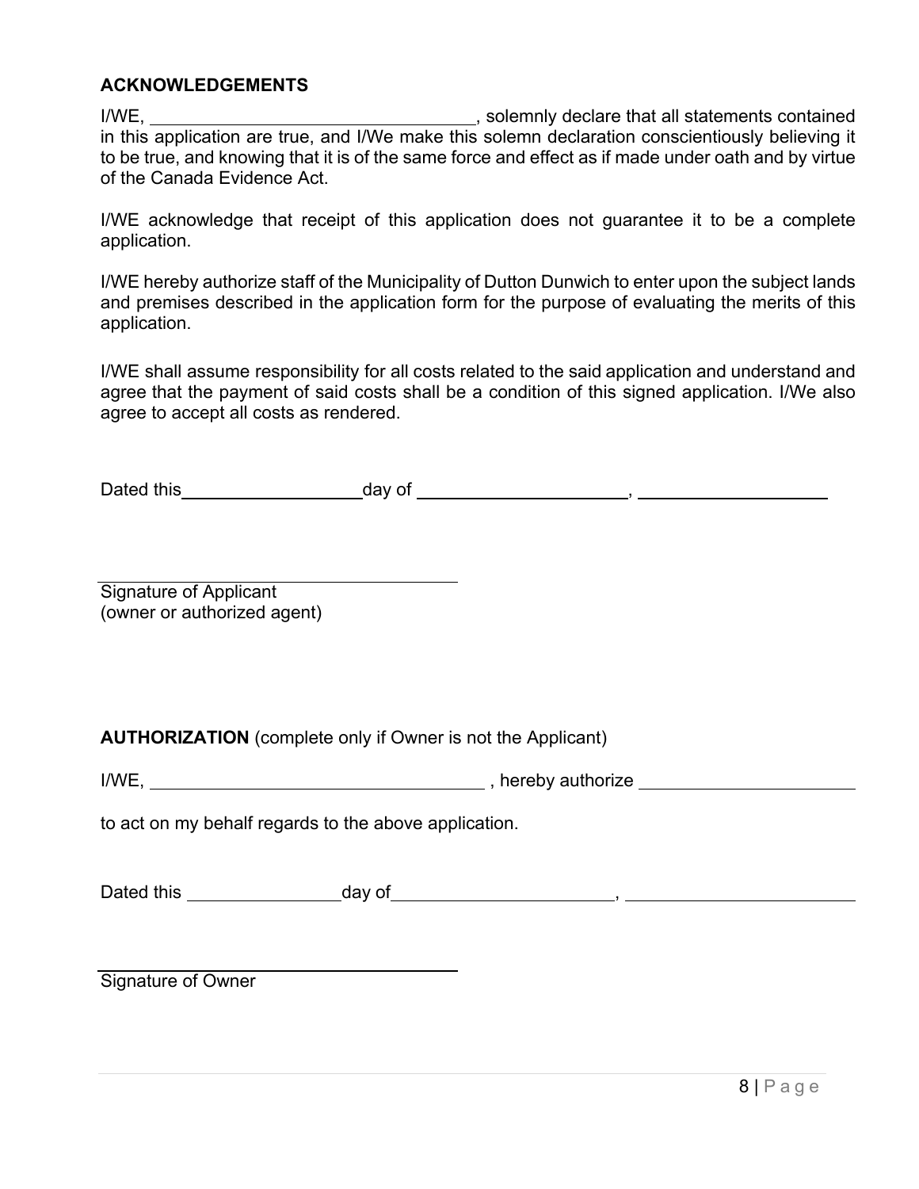**ACKNOWLEDGEMENTS**

I/WE, ________________________________, solemnly declare that all statements contained in this application are true, and I/We make this solemn declaration conscientiously believing it to be true, and knowing that it is of the same force and effect as if made under oath and by virtue of the Canada Evidence Act.

I/WE acknowledge that receipt of this application does not guarantee it to be a complete application.

I/WE hereby authorize staff of the Municipality of Dutton Dunwich to enter upon the subject lands and premises described in the application form for the purpose of evaluating the merits of this application.

I/WE shall assume responsibility for all costs related to the said application and understand and agree that the payment of said costs shall be a condition of this signed application. I/We also agree to accept all costs as rendered.

Dated this__________________day of ______________________, ____________________

________________________________________
Signature of Applicant
(owner or authorized agent)

**AUTHORIZATION** (complete only if Owner is not the Applicant)

I/WE, ________________________________ , hereby authorize ______________________

to act on my behalf regards to the above application.

Dated this ________________day of______________________, ______________________

________________________________________
Signature of Owner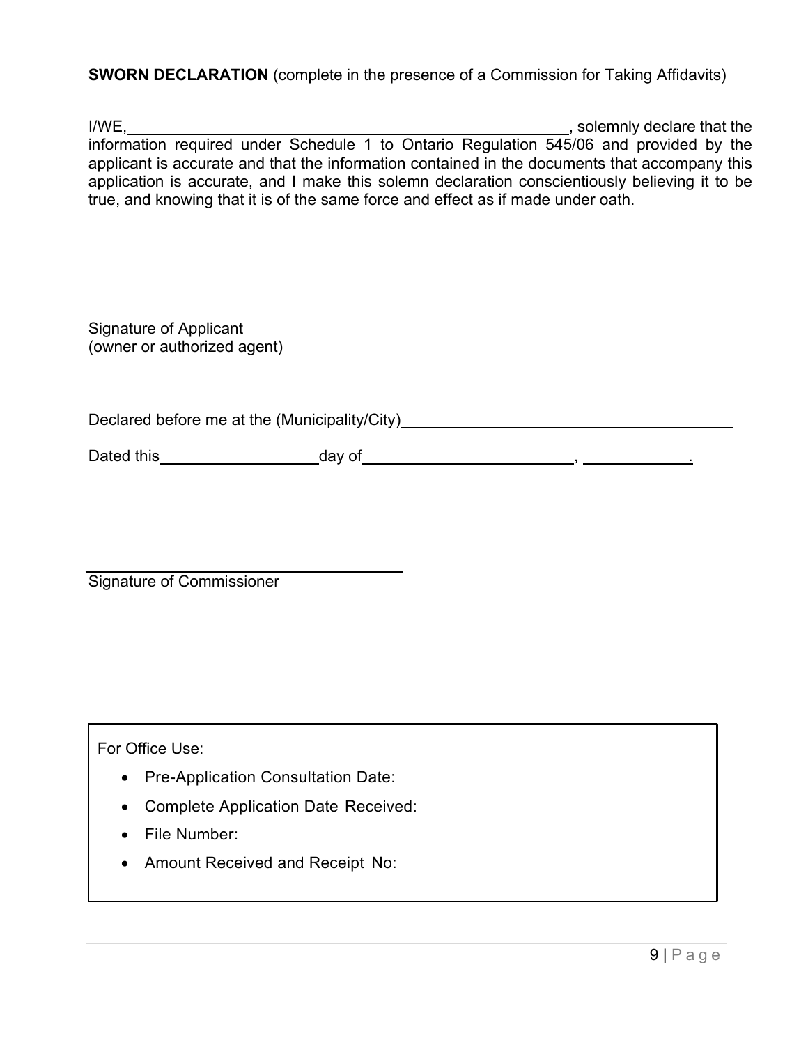**SWORN DECLARATION** (complete in the presence of a Commission for Taking Affidavits)

I/WE, ____________________________________________________, solemnly declare that the information required under Schedule 1 to Ontario Regulation 545/06 and provided by the applicant is accurate and that the information contained in the documents that accompany this application is accurate, and I make this solemn declaration conscientiously believing it to be true, and knowing that it is of the same force and effect as if made under oath.

________________________________

Signature of Applicant
(owner or authorized agent)

Declared before me at the (Municipality/City)________________________________________

Dated this__________________day of_________________________, ____________.

________________________________

Signature of Commissioner

For Office Use:

- Pre-Application Consultation Date:
- Complete Application Date Received:
- File Number:
- Amount Received and Receipt No: